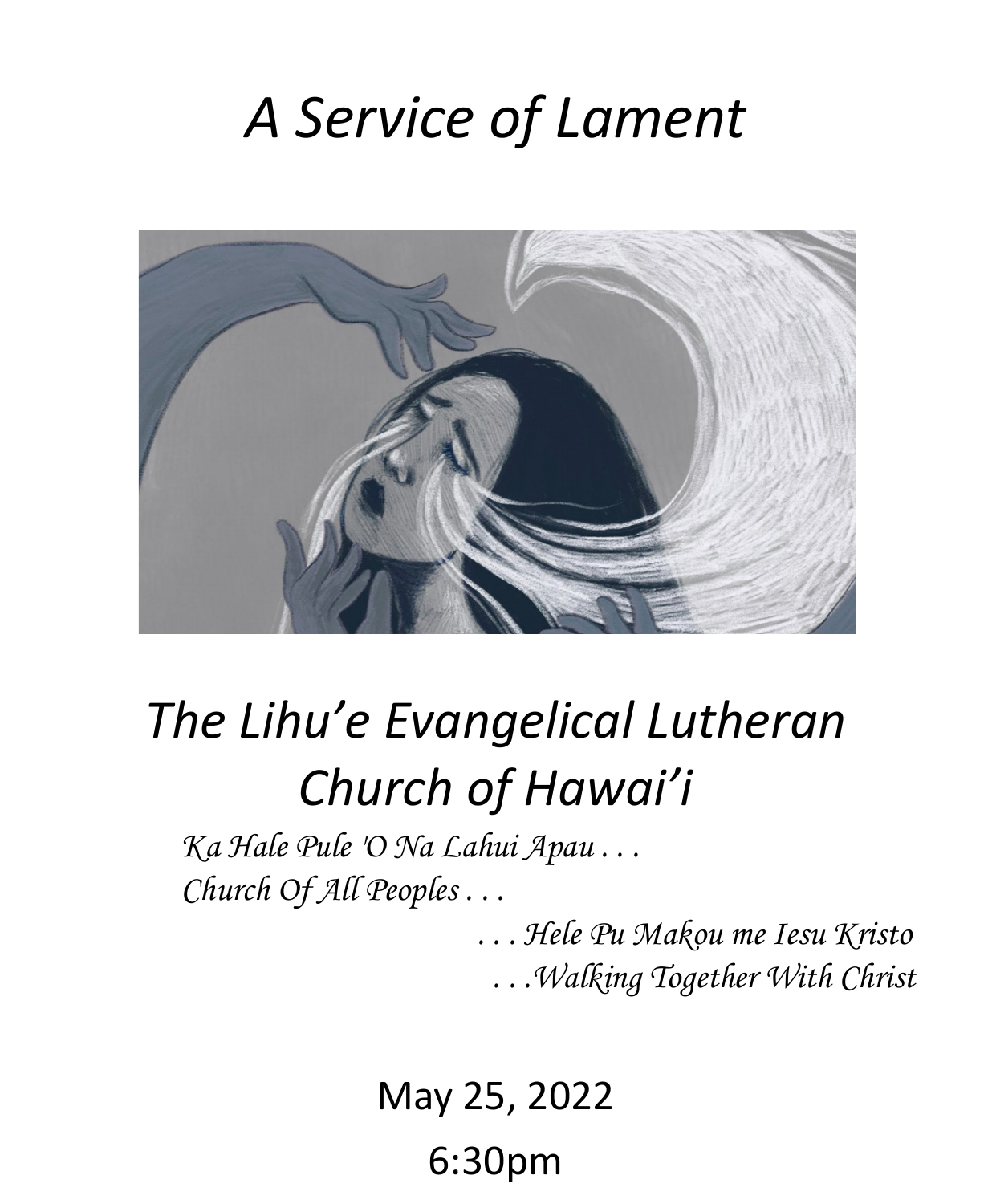# *A Service of Lament*

# *The Lihu'e Evangelical Lutheran Church of Hawai'i*

*Ka Hale Pule 'O Na Lahui Apau . . .*
*Church Of All Peoples . . .*

*. . . Hele Pu Makou me Iesu Kristo*
*. . .Walking Together With Christ*

May 25, 2022

6:30pm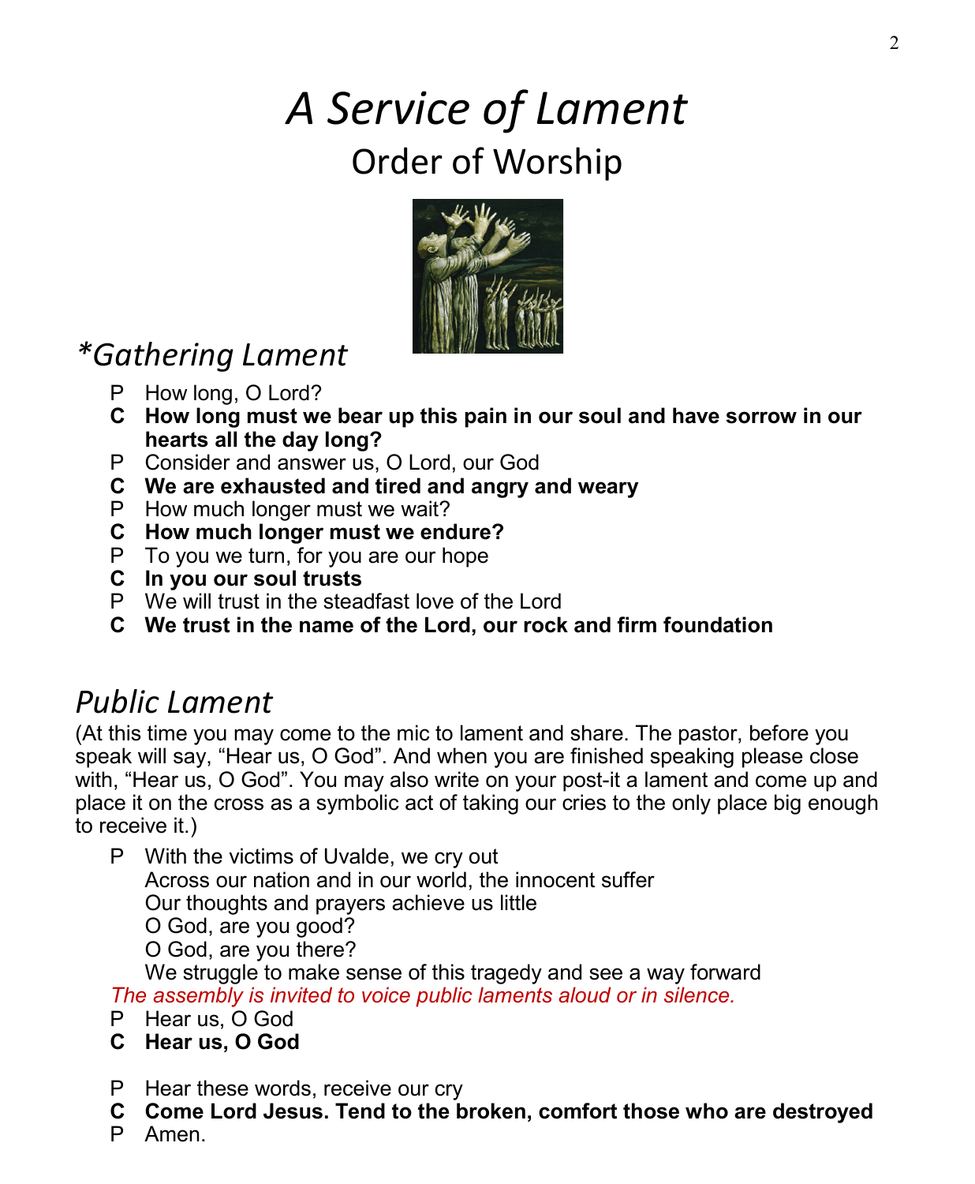# *A Service of Lament*

## Order of Worship

## **Gathering Lament*

P How long, O Lord?
**C How long must we bear up this pain in our soul and have sorrow in our hearts all the day long?**
P Consider and answer us, O Lord, our God
**C We are exhausted and tired and angry and weary**
P How much longer must we wait?
**C How much longer must we endure?**
P To you we turn, for you are our hope
**C In you our soul trusts**
P We will trust in the steadfast love of the Lord
**C We trust in the name of the Lord, our rock and firm foundation**

## *Public Lament*

(At this time you may come to the mic to lament and share. The pastor, before you speak will say, "Hear us, O God". And when you are finished speaking please close with, "Hear us, O God". You may also write on your post-it a lament and come up and place it on the cross as a symbolic act of taking our cries to the only place big enough to receive it.)

P With the victims of Uvalde, we cry out
Across our nation and in our world, the innocent suffer
Our thoughts and prayers achieve us little
O God, are you good?
O God, are you there?
We struggle to make sense of this tragedy and see a way forward

*The assembly is invited to voice public laments aloud or in silence.*

P Hear us, O God
**C Hear us, O God**

P Hear these words, receive our cry
**C Come Lord Jesus. Tend to the broken, comfort those who are destroyed**
P Amen.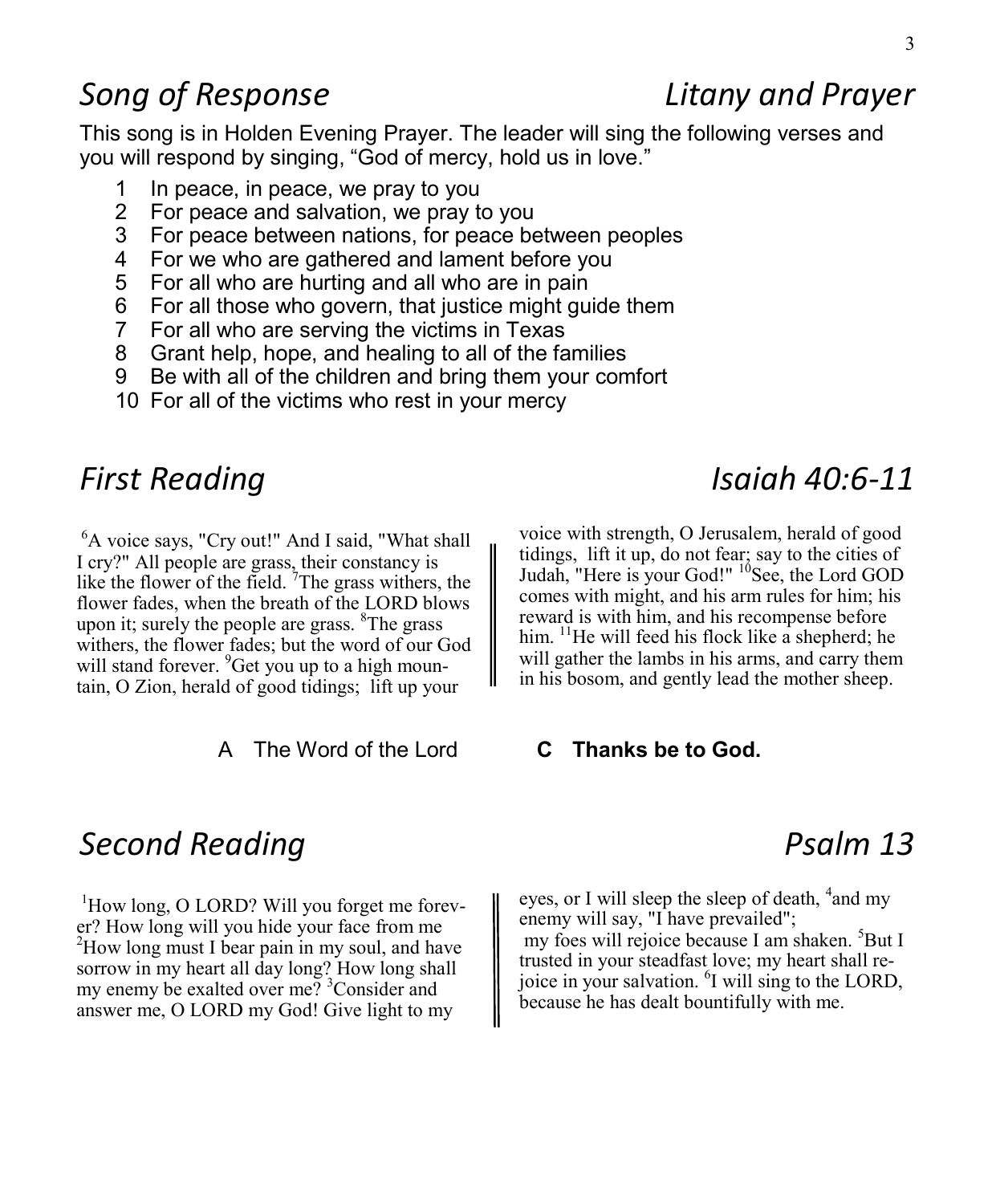## *Song of Response* — *Litany and Prayer*

This song is in Holden Evening Prayer. The leader will sing the following verses and you will respond by singing, "God of mercy, hold us in love."

1. In peace, in peace, we pray to you
2. For peace and salvation, we pray to you
3. For peace between nations, for peace between peoples
4. For we who are gathered and lament before you
5. For all who are hurting and all who are in pain
6. For all those who govern, that justice might guide them
7. For all who are serving the victims in Texas
8. Grant help, hope, and healing to all of the families
9. Be with all of the children and bring them your comfort
10. For all of the victims who rest in your mercy

## *First Reading* — *Isaiah 40:6-11*

[6]A voice says, "Cry out!" And I said, "What shall I cry?" All people are grass, their constancy is like the flower of the field. [7]The grass withers, the flower fades, when the breath of the LORD blows upon it; surely the people are grass. [8]The grass withers, the flower fades; but the word of our God will stand forever. [9]Get you up to a high mountain, O Zion, herald of good tidings; lift up your voice with strength, O Jerusalem, herald of good tidings, lift it up, do not fear; say to the cities of Judah, "Here is your God!" [10]See, the Lord GOD comes with might, and his arm rules for him; his reward is with him, and his recompense before him. [11]He will feed his flock like a shepherd; he will gather the lambs in his arms, and carry them in his bosom, and gently lead the mother sheep.

A The Word of the Lord **C Thanks be to God.**

## *Second Reading* — *Psalm 13*

[1]How long, O LORD? Will you forget me forever? How long will you hide your face from me [2]How long must I bear pain in my soul, and have sorrow in my heart all day long? How long shall my enemy be exalted over me? [3]Consider and answer me, O LORD my God! Give light to my eyes, or I will sleep the sleep of death, [4]and my enemy will say, "I have prevailed"; my foes will rejoice because I am shaken. [5]But I trusted in your steadfast love; my heart shall rejoice in your salvation. [6]I will sing to the LORD, because he has dealt bountifully with me.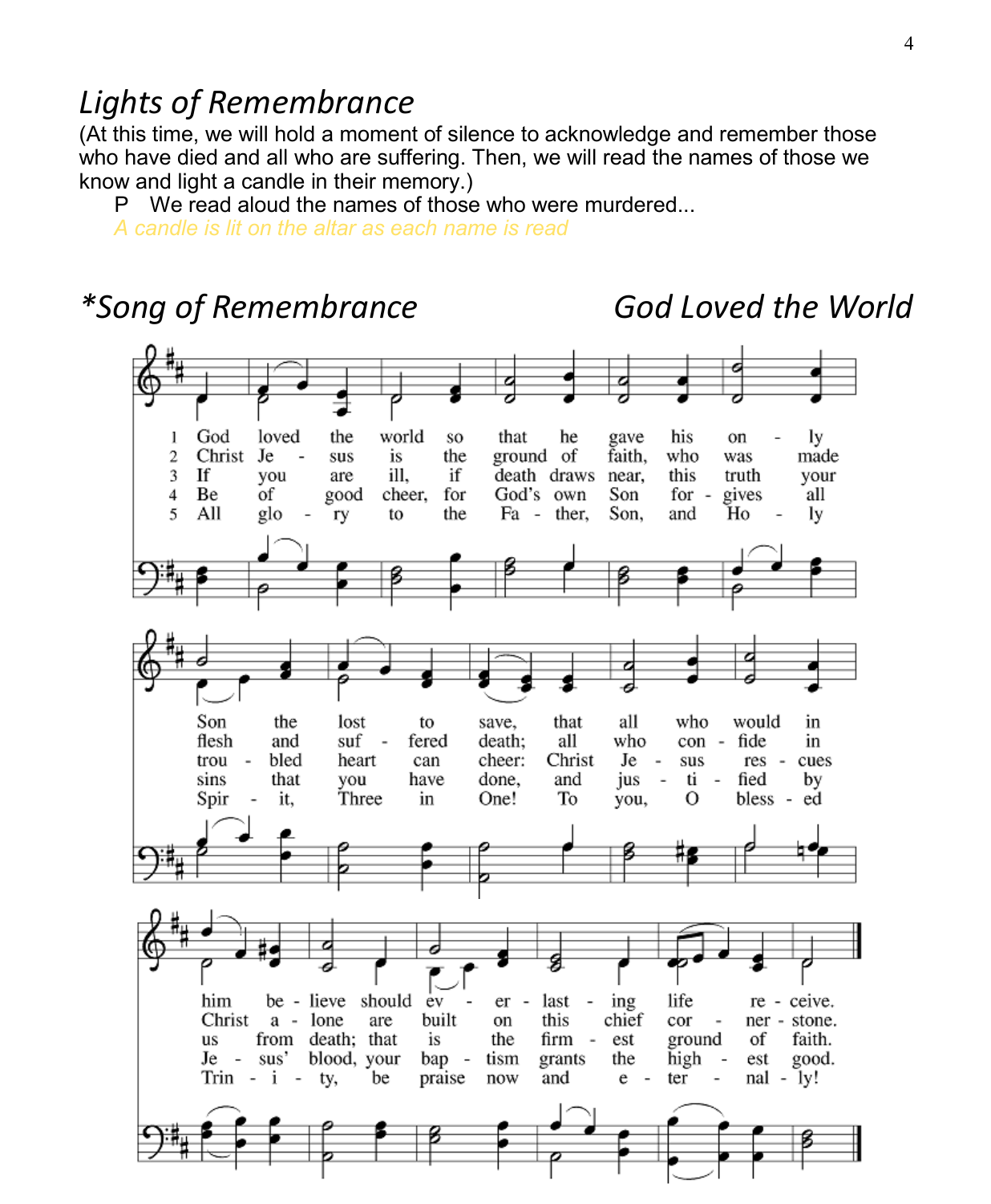## *Lights of Remembrance*

(At this time, we will hold a moment of silence to acknowledge and remember those who have died and all who are suffering. Then, we will read the names of those we know and light a candle in their memory.)

P We read aloud the names of those who were murdered...

*A candle is lit on the altar as each name is read*

## *\*Song of Remembrance* — *God Loved the World*

1 God loved the world so that he gave his only Son the lost to save, that all who would in him believe should everlasting life receive.

2 Christ Jesus is the ground of faith, who was made flesh and suffered death; all who confide in Christ alone are built on this chief cornerstone.

3 If you are ill, if death draws near, this truth your troubled heart can cheer: Christ Jesus rescues us from death; that is the firmest ground of faith.

4 Be of good cheer, for God's own Son forgives all sins that you have done, and justified by Jesus' blood, your baptism grants the highest good.

5 All glory to the Father, Son, and Holy Spirit, Three in One! To you, O blessed Trinity, be praise now and eternally!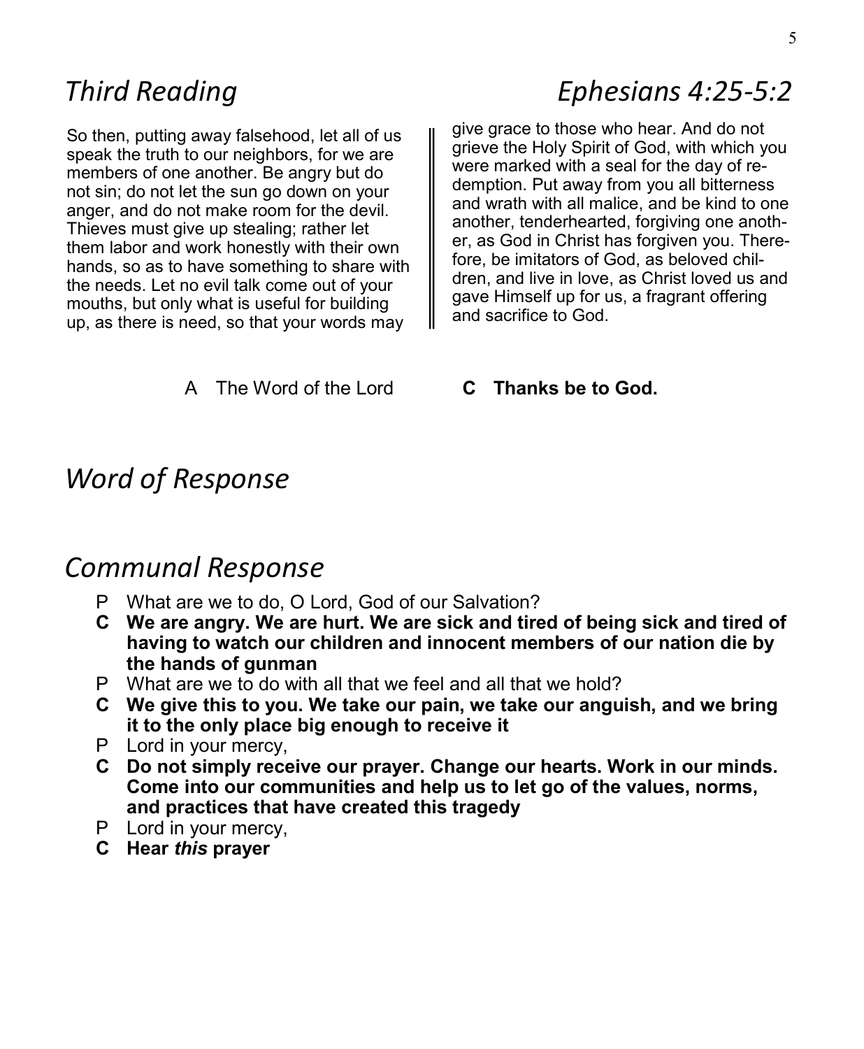## *Third Reading* *Ephesians 4:25-5:2*

So then, putting away falsehood, let all of us speak the truth to our neighbors, for we are members of one another. Be angry but do not sin; do not let the sun go down on your anger, and do not make room for the devil. Thieves must give up stealing; rather let them labor and work honestly with their own hands, so as to have something to share with the needs. Let no evil talk come out of your mouths, but only what is useful for building up, as there is need, so that your words may give grace to those who hear. And do not grieve the Holy Spirit of God, with which you were marked with a seal for the day of redemption. Put away from you all bitterness and wrath with all malice, and be kind to one another, tenderhearted, forgiving one another, as God in Christ has forgiven you. Therefore, be imitators of God, as beloved children, and live in love, as Christ loved us and gave Himself up for us, a fragrant offering and sacrifice to God.

A The Word of the Lord **C Thanks be to God.**

## *Word of Response*

## *Communal Response*

P What are we to do, O Lord, God of our Salvation?
**C We are angry. We are hurt. We are sick and tired of being sick and tired of having to watch our children and innocent members of our nation die by the hands of gunman**
P What are we to do with all that we feel and all that we hold?
**C We give this to you. We take our pain, we take our anguish, and we bring it to the only place big enough to receive it**
P Lord in your mercy,
**C Do not simply receive our prayer. Change our hearts. Work in our minds. Come into our communities and help us to let go of the values, norms, and practices that have created this tragedy**
P Lord in your mercy,
**C Hear *this* prayer**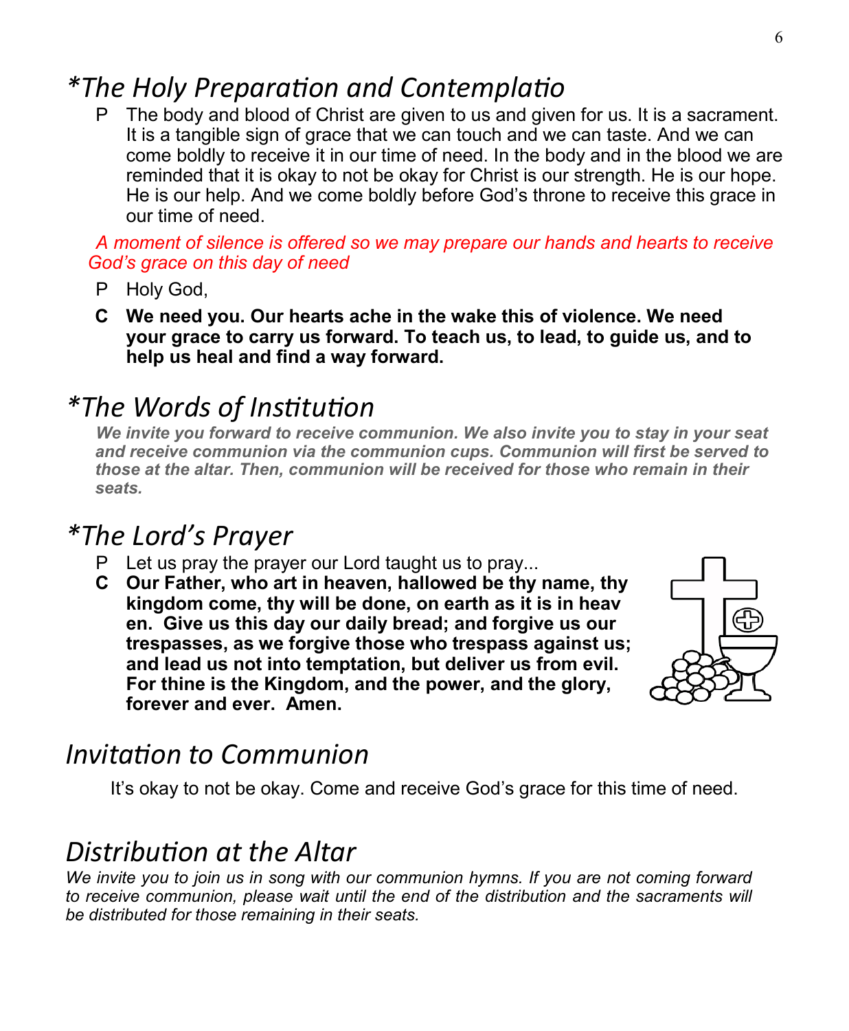## *The Holy Preparation and Contemplatio

P The body and blood of Christ are given to us and given for us. It is a sacrament. It is a tangible sign of grace that we can touch and we can taste. And we can come boldly to receive it in our time of need. In the body and in the blood we are reminded that it is okay to not be okay for Christ is our strength. He is our hope. He is our help. And we come boldly before God's throne to receive this grace in our time of need.

*A moment of silence is offered so we may prepare our hands and hearts to receive God's grace on this day of need*

P Holy God,

**C We need you. Our hearts ache in the wake this of violence. We need your grace to carry us forward. To teach us, to lead, to guide us, and to help us heal and find a way forward.**

## *The Words of Institution

***We invite you forward to receive communion. We also invite you to stay in your seat and receive communion via the communion cups. Communion will first be served to those at the altar. Then, communion will be received for those who remain in their seats.***

## *The Lord's Prayer

P Let us pray the prayer our Lord taught us to pray...

**C Our Father, who art in heaven, hallowed be thy name, thy kingdom come, thy will be done, on earth as it is in heaven. Give us this day our daily bread; and forgive us our trespasses, as we forgive those who trespass against us; and lead us not into temptation, but deliver us from evil. For thine is the Kingdom, and the power, and the glory, forever and ever. Amen.**

## Invitation to Communion

It's okay to not be okay. Come and receive God's grace for this time of need.

## Distribution at the Altar

*We invite you to join us in song with our communion hymns. If you are not coming forward to receive communion, please wait until the end of the distribution and the sacraments will be distributed for those remaining in their seats.*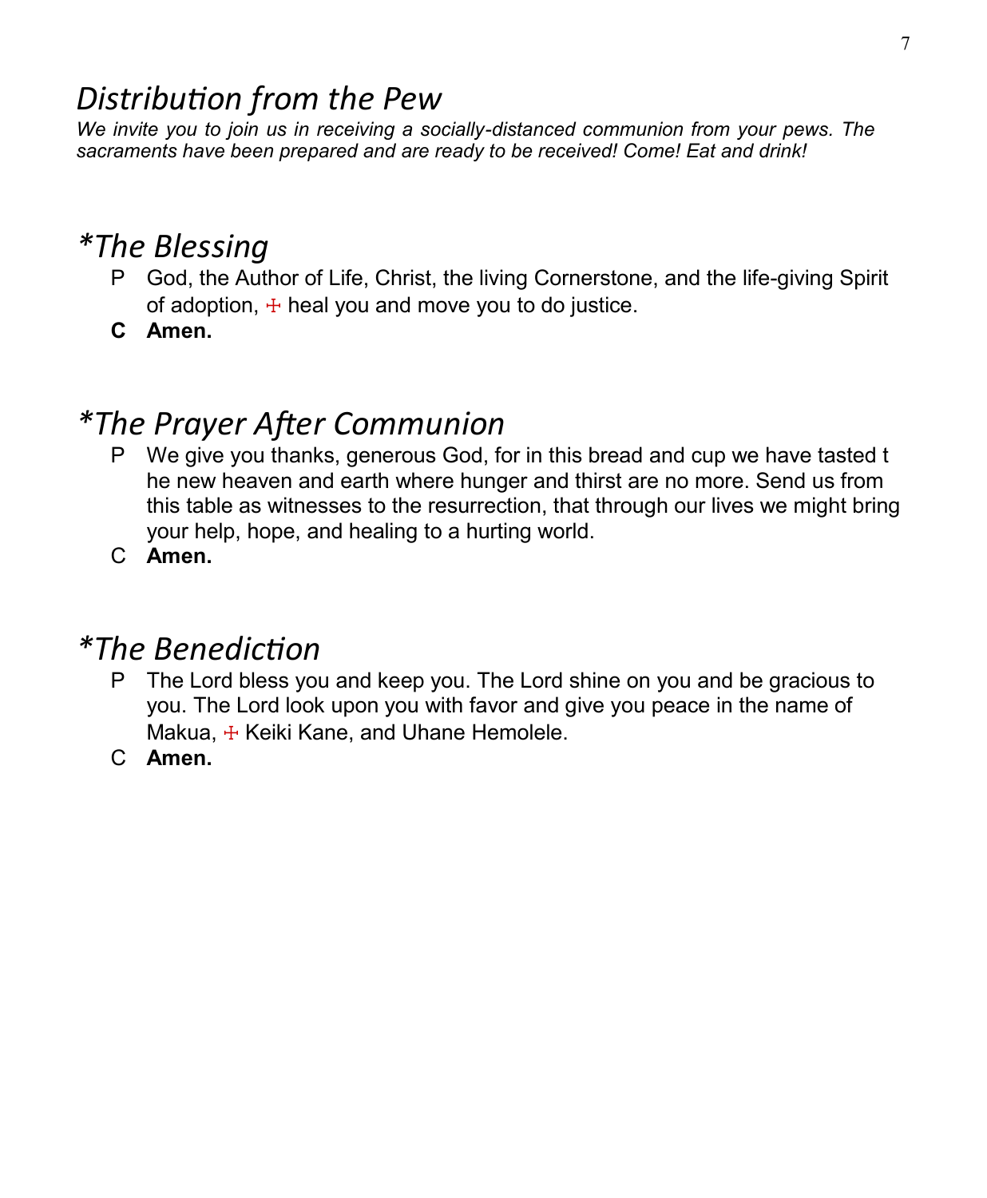## *Distribution from the Pew*

*We invite you to join us in receiving a socially-distanced communion from your pews. The sacraments have been prepared and are ready to be received! Come! Eat and drink!*

## **The Blessing*

P God, the Author of Life, Christ, the living Cornerstone, and the life-giving Spirit of adoption, ☩ heal you and move you to do justice.

**C Amen.**

## **The Prayer After Communion*

P We give you thanks, generous God, for in this bread and cup we have tasted t he new heaven and earth where hunger and thirst are no more. Send us from this table as witnesses to the resurrection, that through our lives we might bring your help, hope, and healing to a hurting world.

C **Amen.**

## **The Benediction*

P The Lord bless you and keep you. The Lord shine on you and be gracious to you. The Lord look upon you with favor and give you peace in the name of Makua, ☩ Keiki Kane, and Uhane Hemolele.

C **Amen.**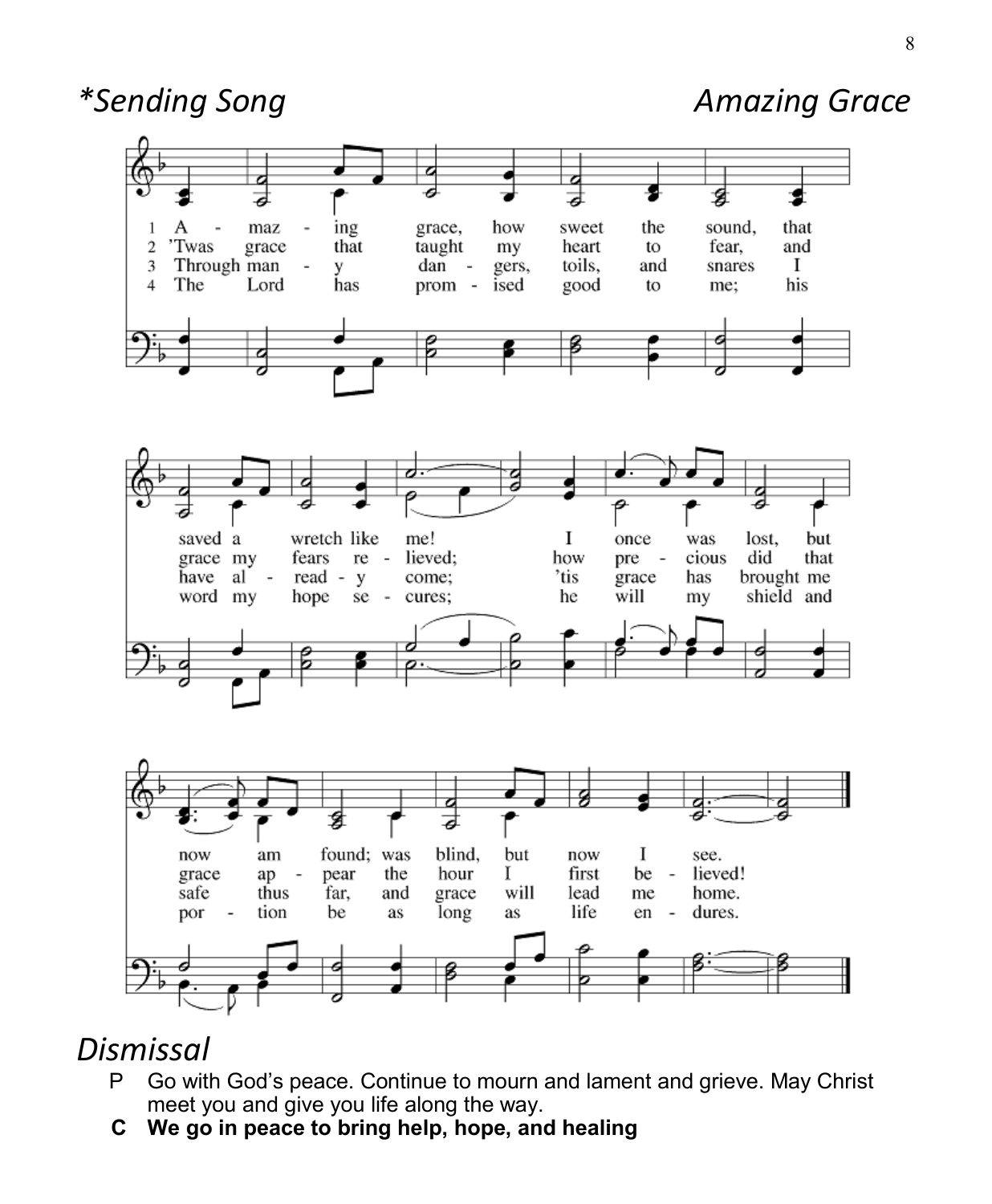## *\*Sending Song* — *Amazing Grace*

1 Amazing grace, how sweet the sound, that saved a wretch like me! I once was lost, but now am found; was blind, but now I see.

2 'Twas grace that taught my heart to fear, and grace my fears relieved; how precious did that grace appear the hour I first believed!

3 Through many dangers, toils, and snares I have already come; 'tis grace has brought me safe thus far, and grace will lead me home.

4 The Lord has promised good to me; his word my hope secures; he will my shield and portion be as long as life endures.

## *Dismissal*

P Go with God's peace. Continue to mourn and lament and grieve. May Christ meet you and give you life along the way.

**C We go in peace to bring help, hope, and healing**